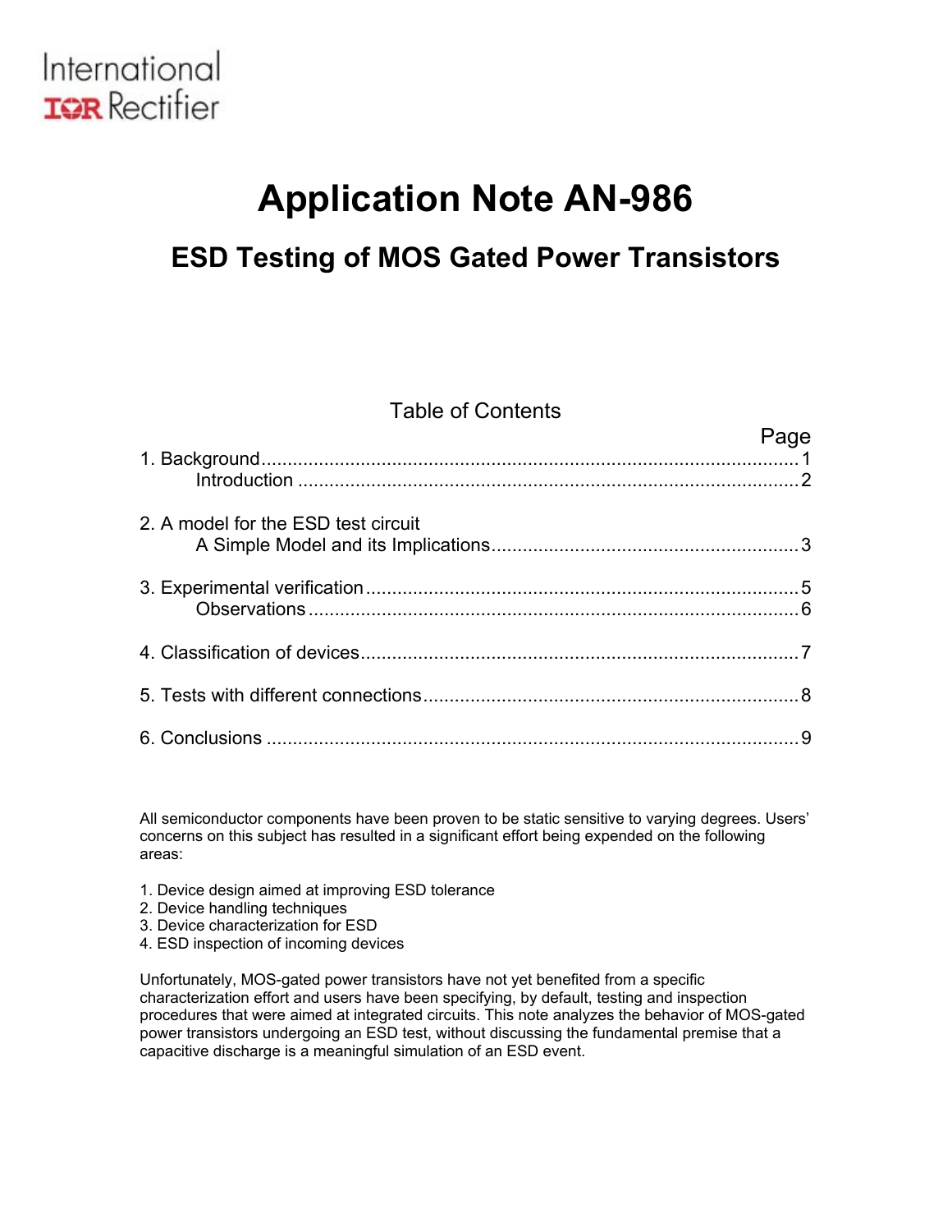International Rectifier

# Application Note AN-986

## ESD Testing of MOS Gated Power Transistors

### Table of Contents

| | Page |
|---|---|
| 1. Background | 1 |
| Introduction | 2 |
| 2. A model for the ESD test circuit | |
| A Simple Model and its Implications | 3 |
| 3. Experimental verification | 5 |
| Observations | 6 |
| 4. Classification of devices | 7 |
| 5. Tests with different connections | 8 |
| 6. Conclusions | 9 |

All semiconductor components have been proven to be static sensitive to varying degrees. Users' concerns on this subject has resulted in a significant effort being expended on the following areas:

1. Device design aimed at improving ESD tolerance
2. Device handling techniques
3. Device characterization for ESD
4. ESD inspection of incoming devices

Unfortunately, MOS-gated power transistors have not yet benefited from a specific characterization effort and users have been specifying, by default, testing and inspection procedures that were aimed at integrated circuits. This note analyzes the behavior of MOS-gated power transistors undergoing an ESD test, without discussing the fundamental premise that a capacitive discharge is a meaningful simulation of an ESD event.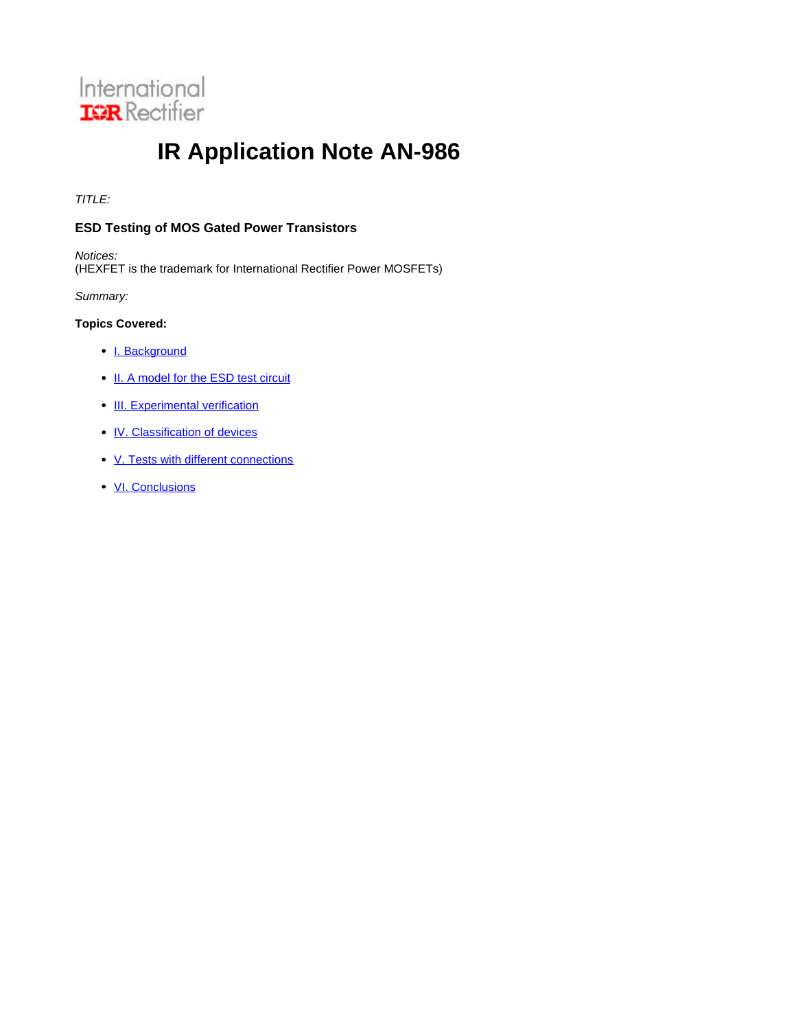International
IOR Rectifier

# IR Application Note AN-986

*TITLE:*

**ESD Testing of MOS Gated Power Transistors**

*Notices:*
(HEXFET is the trademark for International Rectifier Power MOSFETs)

*Summary:*

**Topics Covered:**

- I. Background
- II. A model for the ESD test circuit
- III. Experimental verification
- IV. Classification of devices
- V. Tests with different connections
- VI. Conclusions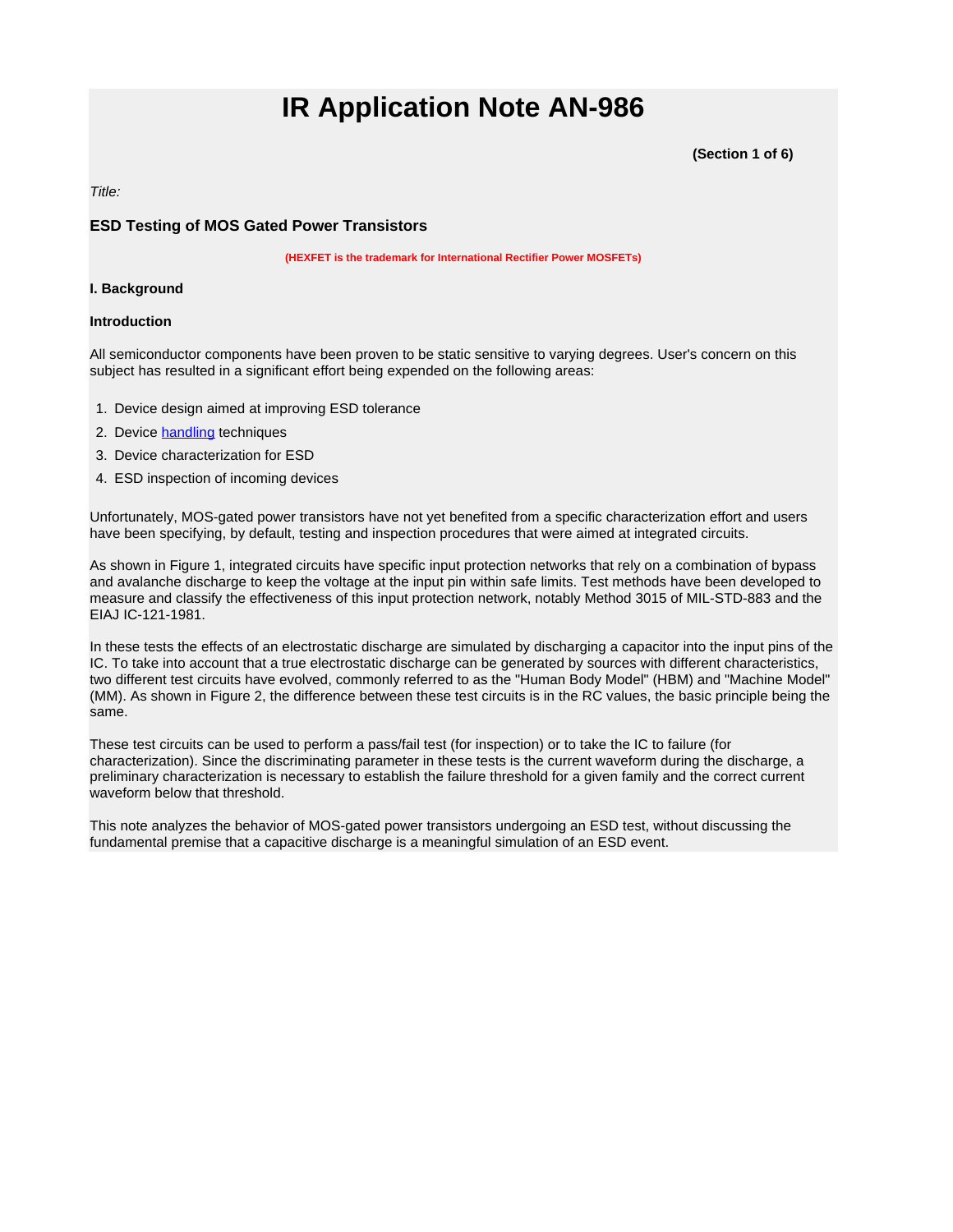# IR Application Note AN-986

**(Section 1 of 6)**

*Title:*

### ESD Testing of MOS Gated Power Transistors

**(HEXFET is the trademark for International Rectifier Power MOSFETs)**

**I. Background**

**Introduction**

All semiconductor components have been proven to be static sensitive to varying degrees. User's concern on this subject has resulted in a significant effort being expended on the following areas:

1. Device design aimed at improving ESD tolerance
2. Device handling techniques
3. Device characterization for ESD
4. ESD inspection of incoming devices

Unfortunately, MOS-gated power transistors have not yet benefited from a specific characterization effort and users have been specifying, by default, testing and inspection procedures that were aimed at integrated circuits.

As shown in Figure 1, integrated circuits have specific input protection networks that rely on a combination of bypass and avalanche discharge to keep the voltage at the input pin within safe limits. Test methods have been developed to measure and classify the effectiveness of this input protection network, notably Method 3015 of MIL-STD-883 and the EIAJ IC-121-1981.

In these tests the effects of an electrostatic discharge are simulated by discharging a capacitor into the input pins of the IC. To take into account that a true electrostatic discharge can be generated by sources with different characteristics, two different test circuits have evolved, commonly referred to as the "Human Body Model" (HBM) and "Machine Model" (MM). As shown in Figure 2, the difference between these test circuits is in the RC values, the basic principle being the same.

These test circuits can be used to perform a pass/fail test (for inspection) or to take the IC to failure (for characterization). Since the discriminating parameter in these tests is the current waveform during the discharge, a preliminary characterization is necessary to establish the failure threshold for a given family and the correct current waveform below that threshold.

This note analyzes the behavior of MOS-gated power transistors undergoing an ESD test, without discussing the fundamental premise that a capacitive discharge is a meaningful simulation of an ESD event.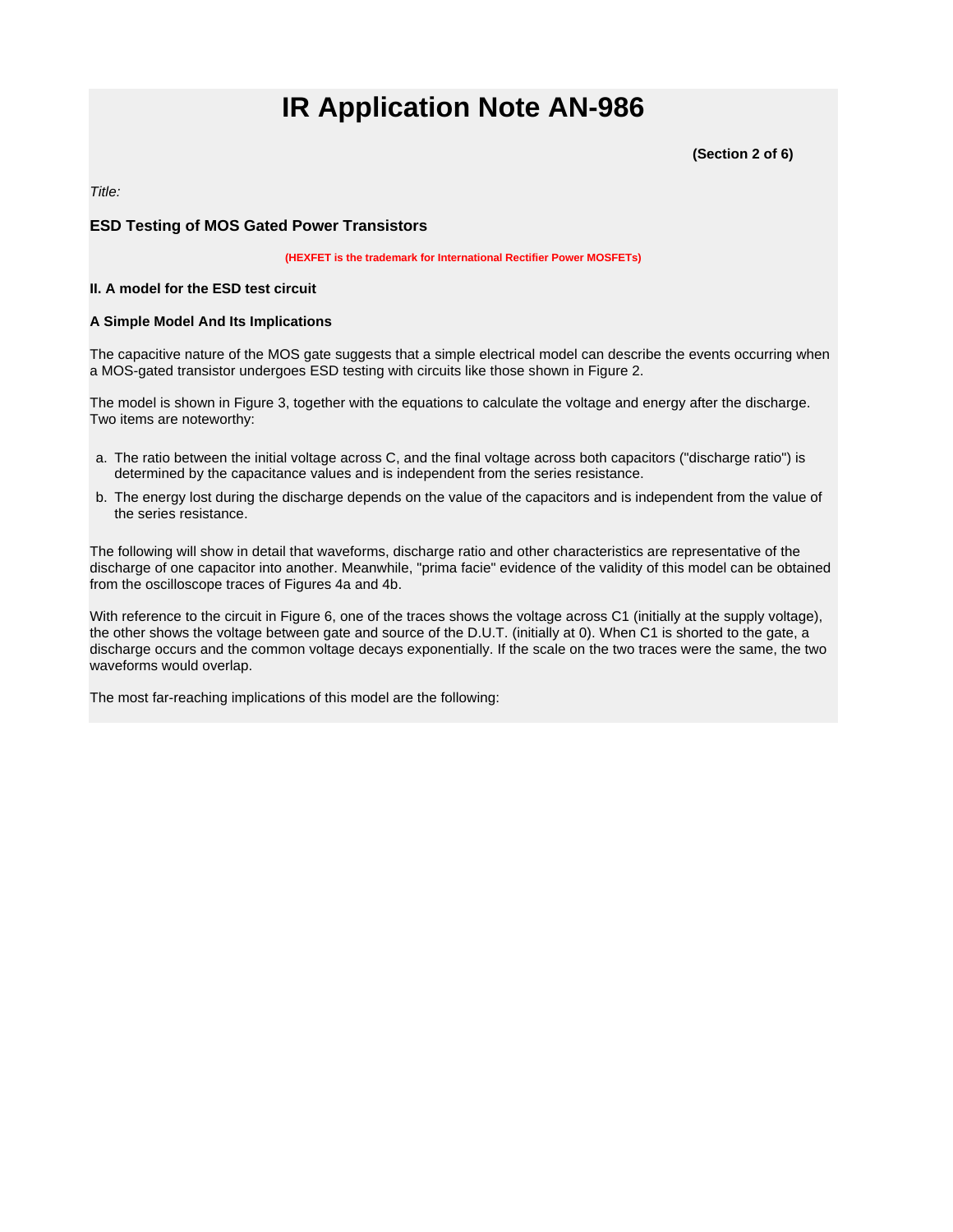# IR Application Note AN-986

**(Section 2 of 6)**

*Title:*

### ESD Testing of MOS Gated Power Transistors

**(HEXFET is the trademark for International Rectifier Power MOSFETs)**

**II. A model for the ESD test circuit**

**A Simple Model And Its Implications**

The capacitive nature of the MOS gate suggests that a simple electrical model can describe the events occurring when a MOS-gated transistor undergoes ESD testing with circuits like those shown in Figure 2.

The model is shown in Figure 3, together with the equations to calculate the voltage and energy after the discharge. Two items are noteworthy:

a. The ratio between the initial voltage across C, and the final voltage across both capacitors ("discharge ratio") is determined by the capacitance values and is independent from the series resistance.
b. The energy lost during the discharge depends on the value of the capacitors and is independent from the value of the series resistance.

The following will show in detail that waveforms, discharge ratio and other characteristics are representative of the discharge of one capacitor into another. Meanwhile, "prima facie" evidence of the validity of this model can be obtained from the oscilloscope traces of Figures 4a and 4b.

With reference to the circuit in Figure 6, one of the traces shows the voltage across C1 (initially at the supply voltage), the other shows the voltage between gate and source of the D.U.T. (initially at 0). When C1 is shorted to the gate, a discharge occurs and the common voltage decays exponentially. If the scale on the two traces were the same, the two waveforms would overlap.

The most far-reaching implications of this model are the following: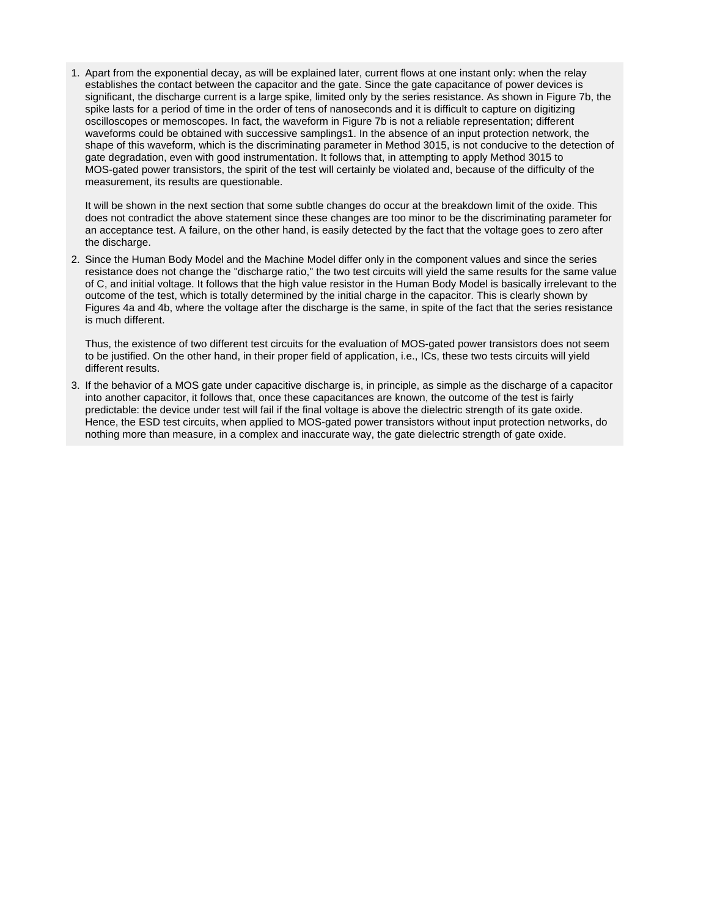1. Apart from the exponential decay, as will be explained later, current flows at one instant only: when the relay establishes the contact between the capacitor and the gate. Since the gate capacitance of power devices is significant, the discharge current is a large spike, limited only by the series resistance. As shown in Figure 7b, the spike lasts for a period of time in the order of tens of nanoseconds and it is difficult to capture on digitizing oscilloscopes or memoscopes. In fact, the waveform in Figure 7b is not a reliable representation; different waveforms could be obtained with successive samplings1. In the absence of an input protection network, the shape of this waveform, which is the discriminating parameter in Method 3015, is not conducive to the detection of gate degradation, even with good instrumentation. It follows that, in attempting to apply Method 3015 to MOS-gated power transistors, the spirit of the test will certainly be violated and, because of the difficulty of the measurement, its results are questionable.

   It will be shown in the next section that some subtle changes do occur at the breakdown limit of the oxide. This does not contradict the above statement since these changes are too minor to be the discriminating parameter for an acceptance test. A failure, on the other hand, is easily detected by the fact that the voltage goes to zero after the discharge.

2. Since the Human Body Model and the Machine Model differ only in the component values and since the series resistance does not change the "discharge ratio," the two test circuits will yield the same results for the same value of C, and initial voltage. It follows that the high value resistor in the Human Body Model is basically irrelevant to the outcome of the test, which is totally determined by the initial charge in the capacitor. This is clearly shown by Figures 4a and 4b, where the voltage after the discharge is the same, in spite of the fact that the series resistance is much different.

   Thus, the existence of two different test circuits for the evaluation of MOS-gated power transistors does not seem to be justified. On the other hand, in their proper field of application, i.e., ICs, these two tests circuits will yield different results.

3. If the behavior of a MOS gate under capacitive discharge is, in principle, as simple as the discharge of a capacitor into another capacitor, it follows that, once these capacitances are known, the outcome of the test is fairly predictable: the device under test will fail if the final voltage is above the dielectric strength of its gate oxide. Hence, the ESD test circuits, when applied to MOS-gated power transistors without input protection networks, do nothing more than measure, in a complex and inaccurate way, the gate dielectric strength of gate oxide.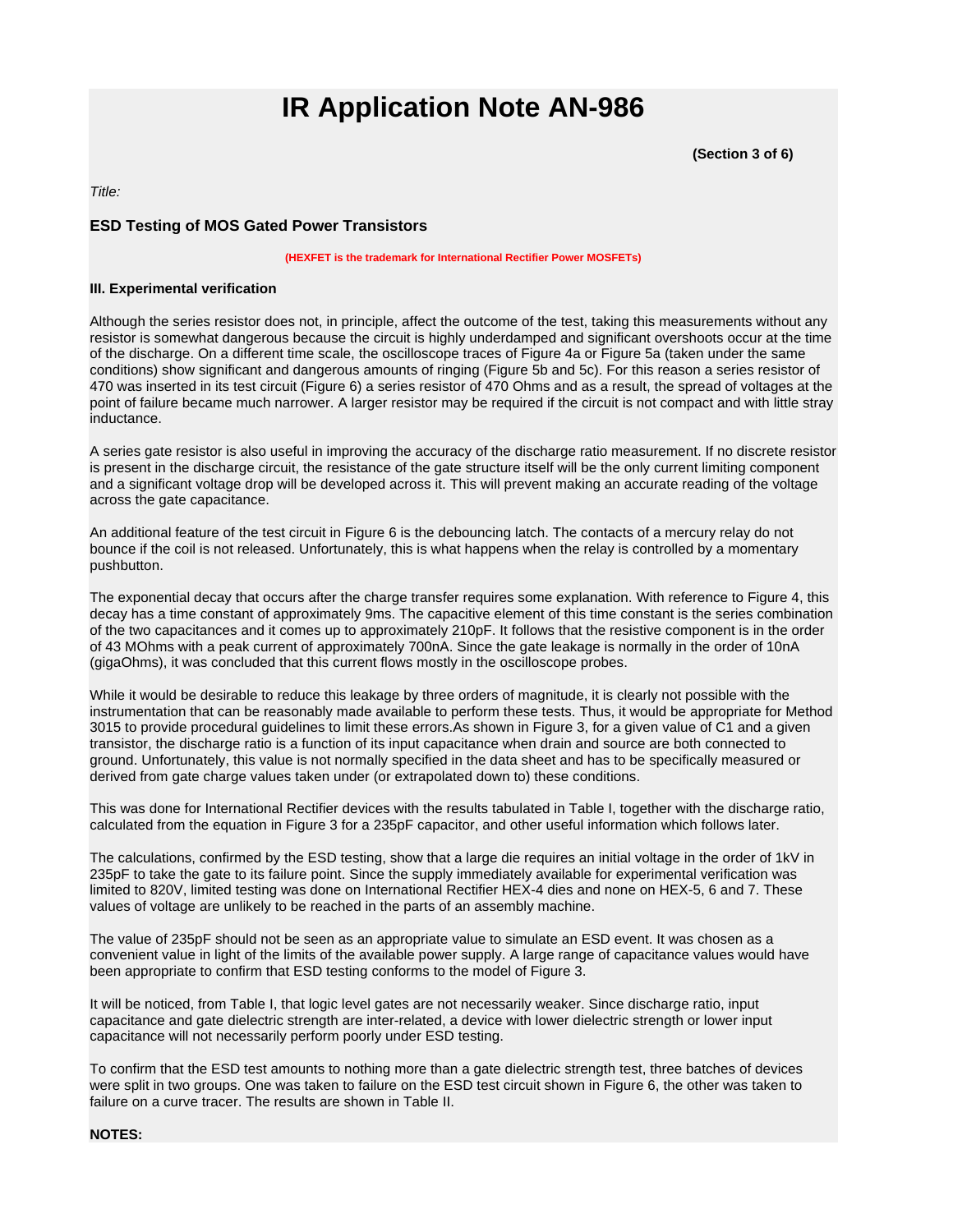# IR Application Note AN-986

**(Section 3 of 6)**

*Title:*

### ESD Testing of MOS Gated Power Transistors

**(HEXFET is the trademark for International Rectifier Power MOSFETs)**

**III. Experimental verification**

Although the series resistor does not, in principle, affect the outcome of the test, taking this measurements without any resistor is somewhat dangerous because the circuit is highly underdamped and significant overshoots occur at the time of the discharge. On a different time scale, the oscilloscope traces of Figure 4a or Figure 5a (taken under the same conditions) show significant and dangerous amounts of ringing (Figure 5b and 5c). For this reason a series resistor of 470 was inserted in its test circuit (Figure 6) a series resistor of 470 Ohms and as a result, the spread of voltages at the point of failure became much narrower. A larger resistor may be required if the circuit is not compact and with little stray inductance.

A series gate resistor is also useful in improving the accuracy of the discharge ratio measurement. If no discrete resistor is present in the discharge circuit, the resistance of the gate structure itself will be the only current limiting component and a significant voltage drop will be developed across it. This will prevent making an accurate reading of the voltage across the gate capacitance.

An additional feature of the test circuit in Figure 6 is the debouncing latch. The contacts of a mercury relay do not bounce if the coil is not released. Unfortunately, this is what happens when the relay is controlled by a momentary pushbutton.

The exponential decay that occurs after the charge transfer requires some explanation. With reference to Figure 4, this decay has a time constant of approximately 9ms. The capacitive element of this time constant is the series combination of the two capacitances and it comes up to approximately 210pF. It follows that the resistive component is in the order of 43 MOhms with a peak current of approximately 700nA. Since the gate leakage is normally in the order of 10nA (gigaOhms), it was concluded that this current flows mostly in the oscilloscope probes.

While it would be desirable to reduce this leakage by three orders of magnitude, it is clearly not possible with the instrumentation that can be reasonably made available to perform these tests. Thus, it would be appropriate for Method 3015 to provide procedural guidelines to limit these errors.As shown in Figure 3, for a given value of C1 and a given transistor, the discharge ratio is a function of its input capacitance when drain and source are both connected to ground. Unfortunately, this value is not normally specified in the data sheet and has to be specifically measured or derived from gate charge values taken under (or extrapolated down to) these conditions.

This was done for International Rectifier devices with the results tabulated in Table I, together with the discharge ratio, calculated from the equation in Figure 3 for a 235pF capacitor, and other useful information which follows later.

The calculations, confirmed by the ESD testing, show that a large die requires an initial voltage in the order of 1kV in 235pF to take the gate to its failure point. Since the supply immediately available for experimental verification was limited to 820V, limited testing was done on International Rectifier HEX-4 dies and none on HEX-5, 6 and 7. These values of voltage are unlikely to be reached in the parts of an assembly machine.

The value of 235pF should not be seen as an appropriate value to simulate an ESD event. It was chosen as a convenient value in light of the limits of the available power supply. A large range of capacitance values would have been appropriate to confirm that ESD testing conforms to the model of Figure 3.

It will be noticed, from Table I, that logic level gates are not necessarily weaker. Since discharge ratio, input capacitance and gate dielectric strength are inter-related, a device with lower dielectric strength or lower input capacitance will not necessarily perform poorly under ESD testing.

To confirm that the ESD test amounts to nothing more than a gate dielectric strength test, three batches of devices were split in two groups. One was taken to failure on the ESD test circuit shown in Figure 6, the other was taken to failure on a curve tracer. The results are shown in Table II.

**NOTES:**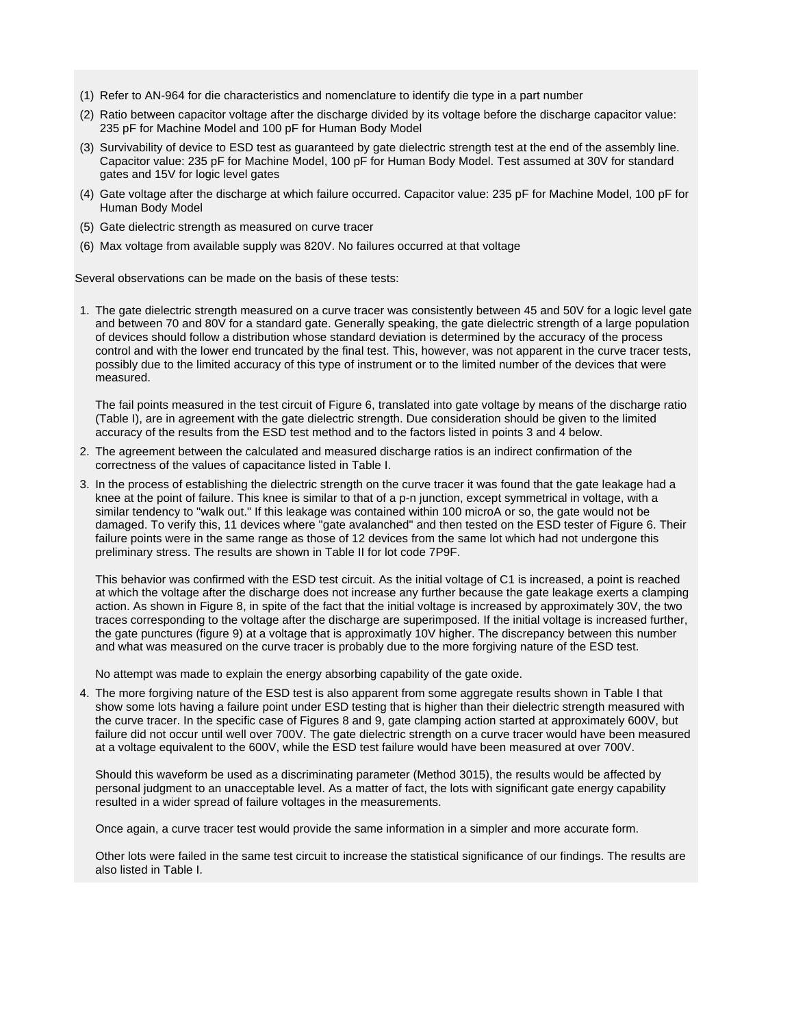(1) Refer to AN-964 for die characteristics and nomenclature to identify die type in a part number

(2) Ratio between capacitor voltage after the discharge divided by its voltage before the discharge capacitor value: 235 pF for Machine Model and 100 pF for Human Body Model

(3) Survivability of device to ESD test as guaranteed by gate dielectric strength test at the end of the assembly line. Capacitor value: 235 pF for Machine Model, 100 pF for Human Body Model. Test assumed at 30V for standard gates and 15V for logic level gates

(4) Gate voltage after the discharge at which failure occurred. Capacitor value: 235 pF for Machine Model, 100 pF for Human Body Model

(5) Gate dielectric strength as measured on curve tracer

(6) Max voltage from available supply was 820V. No failures occurred at that voltage

Several observations can be made on the basis of these tests:

1. The gate dielectric strength measured on a curve tracer was consistently between 45 and 50V for a logic level gate and between 70 and 80V for a standard gate. Generally speaking, the gate dielectric strength of a large population of devices should follow a distribution whose standard deviation is determined by the accuracy of the process control and with the lower end truncated by the final test. This, however, was not apparent in the curve tracer tests, possibly due to the limited accuracy of this type of instrument or to the limited number of the devices that were measured.

   The fail points measured in the test circuit of Figure 6, translated into gate voltage by means of the discharge ratio (Table I), are in agreement with the gate dielectric strength. Due consideration should be given to the limited accuracy of the results from the ESD test method and to the factors listed in points 3 and 4 below.

2. The agreement between the calculated and measured discharge ratios is an indirect confirmation of the correctness of the values of capacitance listed in Table I.

3. In the process of establishing the dielectric strength on the curve tracer it was found that the gate leakage had a knee at the point of failure. This knee is similar to that of a p-n junction, except symmetrical in voltage, with a similar tendency to "walk out." If this leakage was contained within 100 microA or so, the gate would not be damaged. To verify this, 11 devices where "gate avalanched" and then tested on the ESD tester of Figure 6. Their failure points were in the same range as those of 12 devices from the same lot which had not undergone this preliminary stress. The results are shown in Table II for lot code 7P9F.

   This behavior was confirmed with the ESD test circuit. As the initial voltage of C1 is increased, a point is reached at which the voltage after the discharge does not increase any further because the gate leakage exerts a clamping action. As shown in Figure 8, in spite of the fact that the initial voltage is increased by approximately 30V, the two traces corresponding to the voltage after the discharge are superimposed. If the initial voltage is increased further, the gate punctures (figure 9) at a voltage that is approximately 10V higher. The discrepancy between this number and what was measured on the curve tracer is probably due to the more forgiving nature of the ESD test.

   No attempt was made to explain the energy absorbing capability of the gate oxide.

4. The more forgiving nature of the ESD test is also apparent from some aggregate results shown in Table I that show some lots having a failure point under ESD testing that is higher than their dielectric strength measured with the curve tracer. In the specific case of Figures 8 and 9, gate clamping action started at approximately 600V, but failure did not occur until well over 700V. The gate dielectric strength on a curve tracer would have been measured at a voltage equivalent to the 600V, while the ESD test failure would have been measured at over 700V.

   Should this waveform be used as a discriminating parameter (Method 3015), the results would be affected by personal judgment to an unacceptable level. As a matter of fact, the lots with significant gate energy capability resulted in a wider spread of failure voltages in the measurements.

   Once again, a curve tracer test would provide the same information in a simpler and more accurate form.

   Other lots were failed in the same test circuit to increase the statistical significance of our findings. The results are also listed in Table I.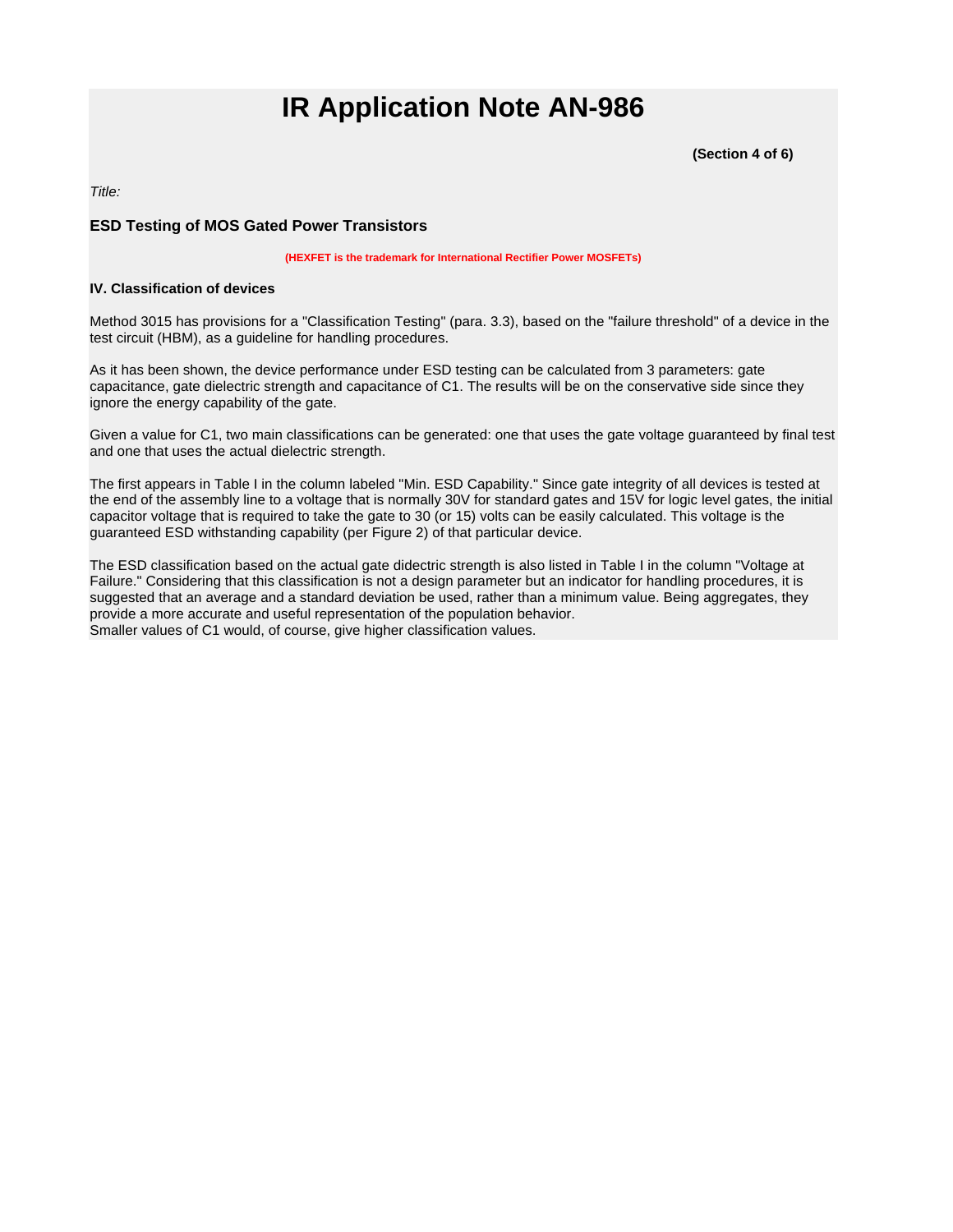# IR Application Note AN-986

**(Section 4 of 6)**

*Title:*

### ESD Testing of MOS Gated Power Transistors

**(HEXFET is the trademark for International Rectifier Power MOSFETs)**

#### IV. Classification of devices

Method 3015 has provisions for a "Classification Testing" (para. 3.3), based on the "failure threshold" of a device in the test circuit (HBM), as a guideline for handling procedures.

As it has been shown, the device performance under ESD testing can be calculated from 3 parameters: gate capacitance, gate dielectric strength and capacitance of C1. The results will be on the conservative side since they ignore the energy capability of the gate.

Given a value for C1, two main classifications can be generated: one that uses the gate voltage guaranteed by final test and one that uses the actual dielectric strength.

The first appears in Table I in the column labeled "Min. ESD Capability." Since gate integrity of all devices is tested at the end of the assembly line to a voltage that is normally 30V for standard gates and 15V for logic level gates, the initial capacitor voltage that is required to take the gate to 30 (or 15) volts can be easily calculated. This voltage is the guaranteed ESD withstanding capability (per Figure 2) of that particular device.

The ESD classification based on the actual gate didectric strength is also listed in Table I in the column "Voltage at Failure." Considering that this classification is not a design parameter but an indicator for handling procedures, it is suggested that an average and a standard deviation be used, rather than a minimum value. Being aggregates, they provide a more accurate and useful representation of the population behavior.
Smaller values of C1 would, of course, give higher classification values.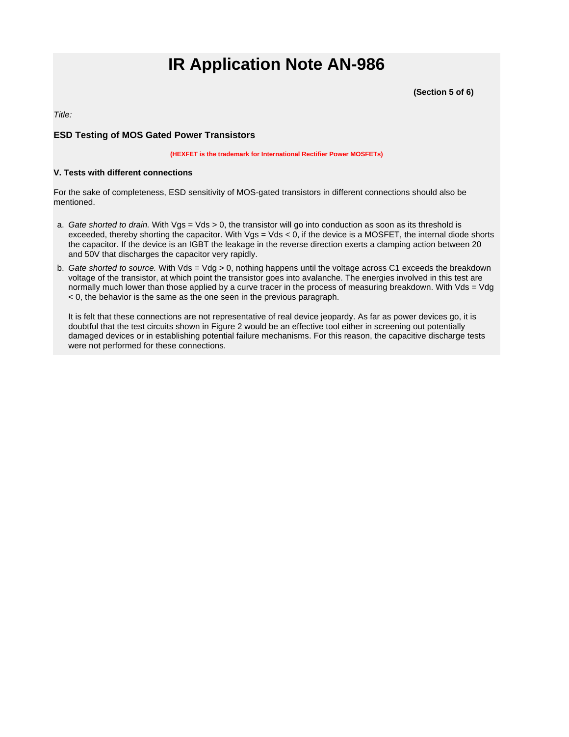# IR Application Note AN-986

**(Section 5 of 6)**

*Title:*

### ESD Testing of MOS Gated Power Transistors

**(HEXFET is the trademark for International Rectifier Power MOSFETs)**

#### V. Tests with different connections

For the sake of completeness, ESD sensitivity of MOS-gated transistors in different connections should also be mentioned.

a. *Gate shorted to drain.* With Vgs = Vds > 0, the transistor will go into conduction as soon as its threshold is exceeded, thereby shorting the capacitor. With Vgs = Vds < 0, if the device is a MOSFET, the internal diode shorts the capacitor. If the device is an IGBT the leakage in the reverse direction exerts a clamping action between 20 and 50V that discharges the capacitor very rapidly.

b. *Gate shorted to source.* With Vds = Vdg > 0, nothing happens until the voltage across C1 exceeds the breakdown voltage of the transistor, at which point the transistor goes into avalanche. The energies involved in this test are normally much lower than those applied by a curve tracer in the process of measuring breakdown. With Vds = Vdg < 0, the behavior is the same as the one seen in the previous paragraph.

   It is felt that these connections are not representative of real device jeopardy. As far as power devices go, it is doubtful that the test circuits shown in Figure 2 would be an effective tool either in screening out potentially damaged devices or in establishing potential failure mechanisms. For this reason, the capacitive discharge tests were not performed for these connections.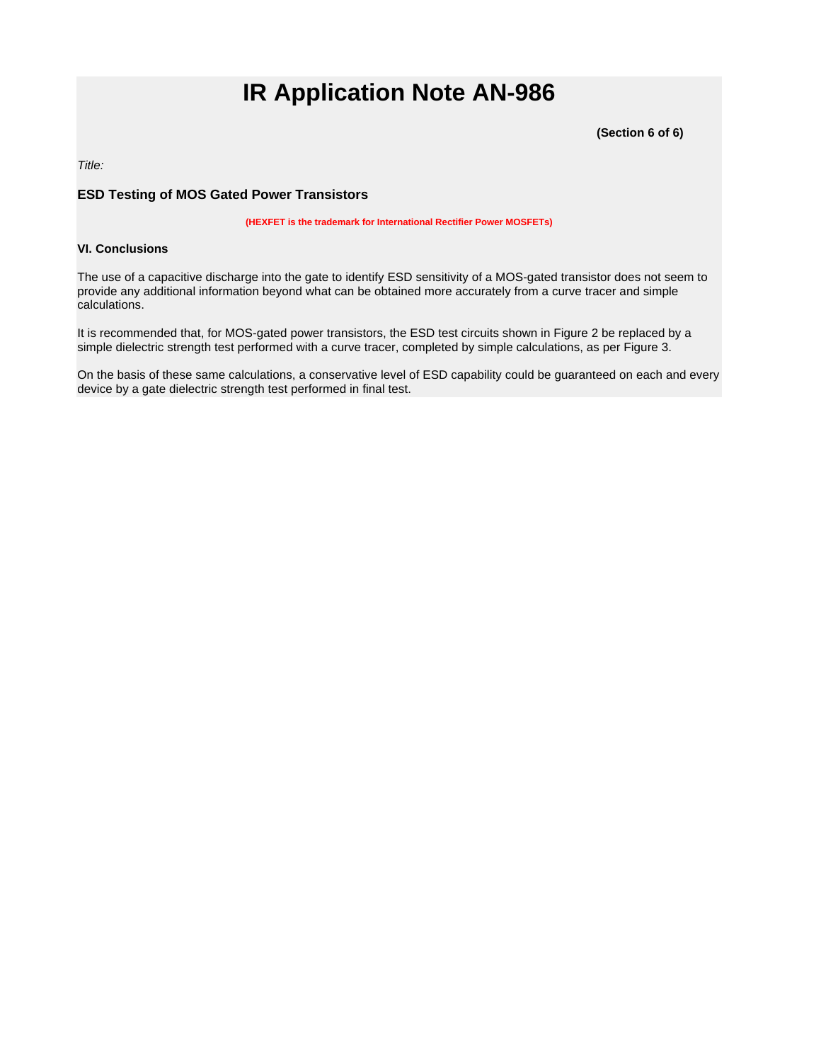# IR Application Note AN-986

**(Section 6 of 6)**

*Title:*

### ESD Testing of MOS Gated Power Transistors

**(HEXFET is the trademark for International Rectifier Power MOSFETs)**

#### VI. Conclusions

The use of a capacitive discharge into the gate to identify ESD sensitivity of a MOS-gated transistor does not seem to provide any additional information beyond what can be obtained more accurately from a curve tracer and simple calculations.

It is recommended that, for MOS-gated power transistors, the ESD test circuits shown in Figure 2 be replaced by a simple dielectric strength test performed with a curve tracer, completed by simple calculations, as per Figure 3.

On the basis of these same calculations, a conservative level of ESD capability could be guaranteed on each and every device by a gate dielectric strength test performed in final test.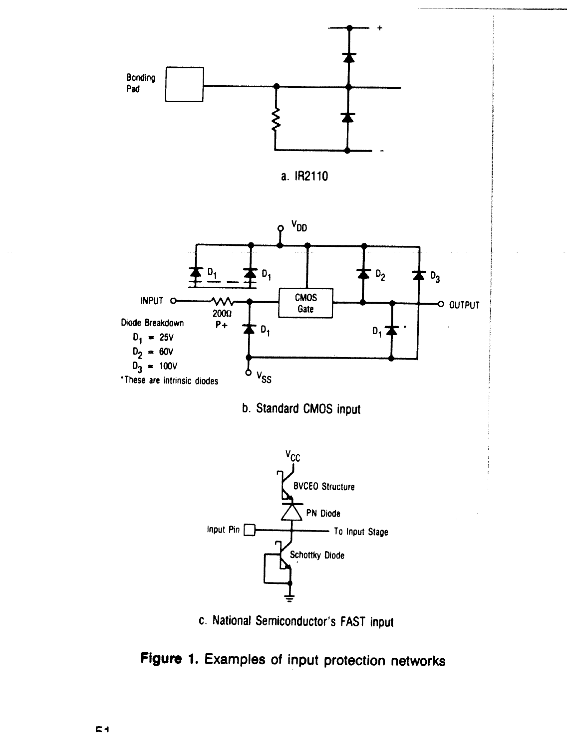a. IR2110

Diode Breakdown

$D_1$ = 25V

$D_2$ = 60V

$D_3$ = 100V

*These are intrinsic diodes

b. Standard CMOS input

c. National Semiconductor's FAST input

**Figure 1.** Examples of input protection networks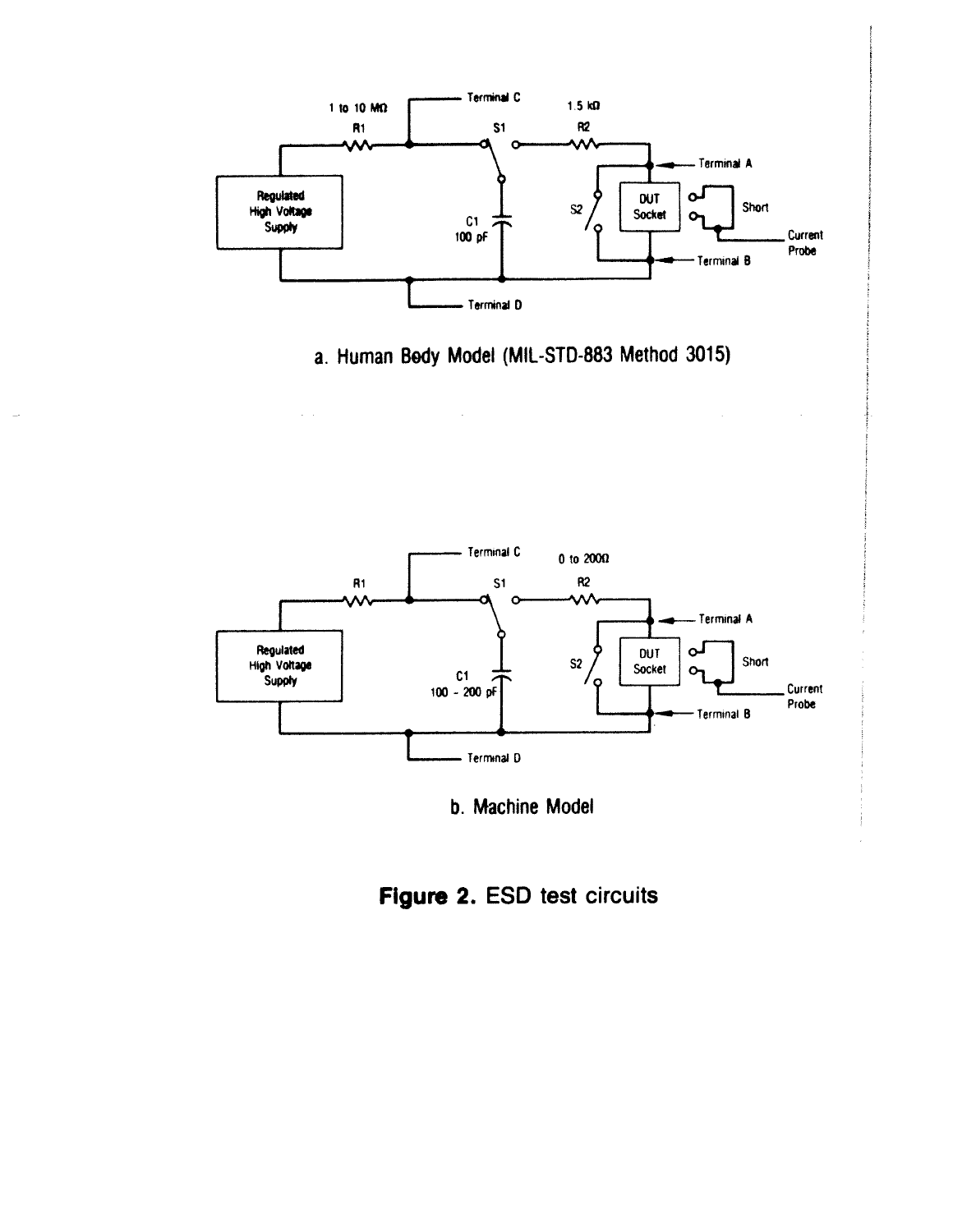a. Human Body Model (MIL-STD-883 Method 3015)

b. Machine Model

**Figure 2.** ESD test circuits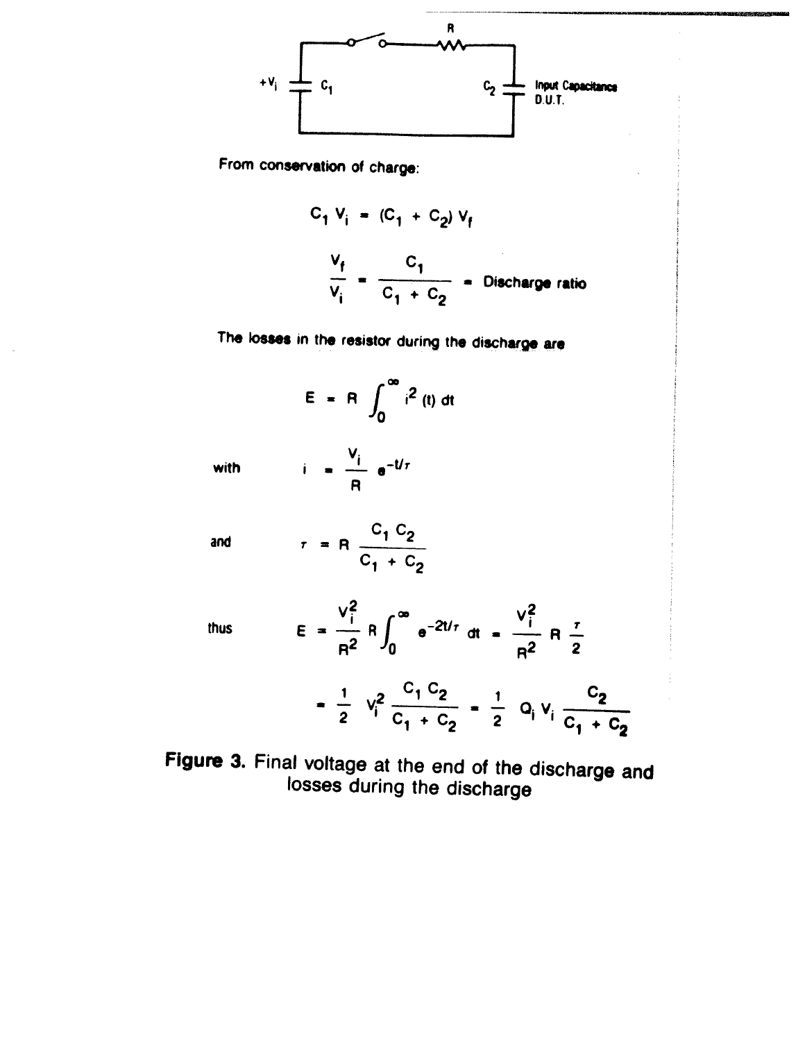From conservation of charge:

$$C_1 V_i = (C_1 + C_2) V_f$$

$$\frac{V_f}{V_i} = \frac{C_1}{C_1 + C_2} = \text{Discharge ratio}$$

The losses in the resistor during the discharge are

$$E = R \int_0^\infty i^2(t)\, dt$$

with $$i = \frac{V_i}{R} e^{-t/\tau}$$

and $$\tau = R \frac{C_1 C_2}{C_1 + C_2}$$

thus $$E = \frac{V_i^2}{R^2} R \int_0^\infty e^{-2t/\tau}\, dt = \frac{V_i^2}{R^2} R \frac{\tau}{2}$$

$$= \frac{1}{2} V_i^2 \frac{C_1 C_2}{C_1 + C_2} = \frac{1}{2} Q_i V_i \frac{C_2}{C_1 + C_2}$$

**Figure 3.** Final voltage at the end of the discharge and losses during the discharge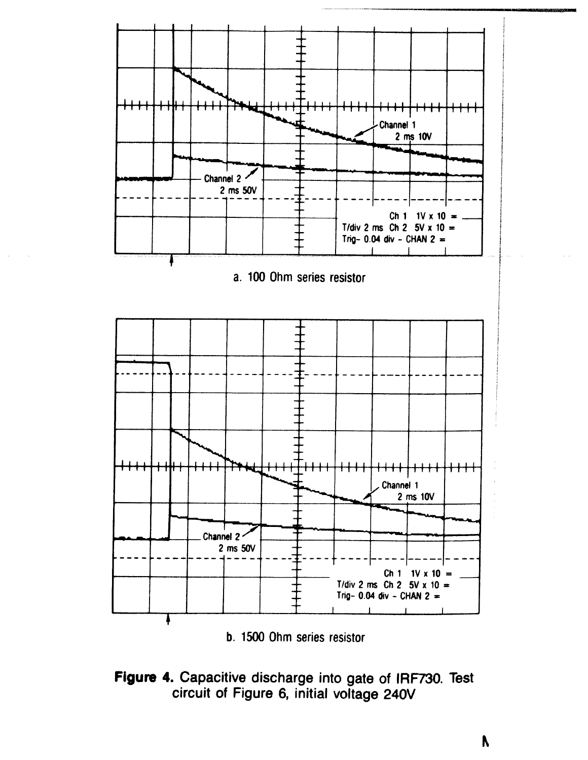Channel 1
2 ms 10V

Channel 2
2 ms 50V

Ch 1 1V x 10 =
T/div 2 ms Ch 2 5V x 10 =
Trig- 0.04 div - CHAN 2 =

a. 100 Ohm series resistor

Channel 1
2 ms 10V

Channel 2
2 ms 50V

Ch 1 1V x 10 =
T/div 2 ms Ch 2 5V x 10 =
Trig- 0.04 div - CHAN 2 =

b. 1500 Ohm series resistor

**Figure 4.** Capacitive discharge into gate of IRF730. Test circuit of Figure 6, initial voltage 240V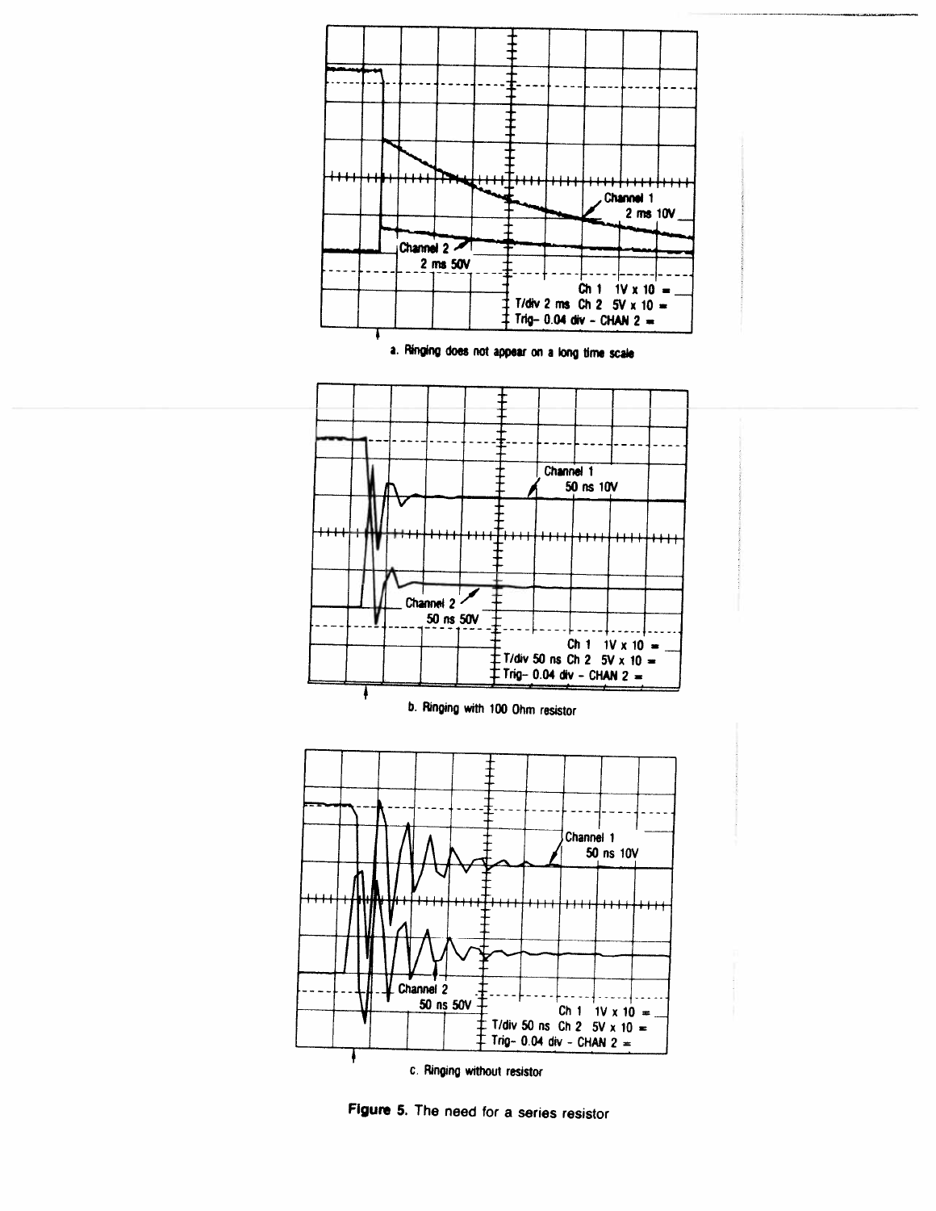a. Ringing does not appear on a long time scale

b. Ringing with 100 Ohm resistor

c. Ringing without resistor

**Figure 5.** The need for a series resistor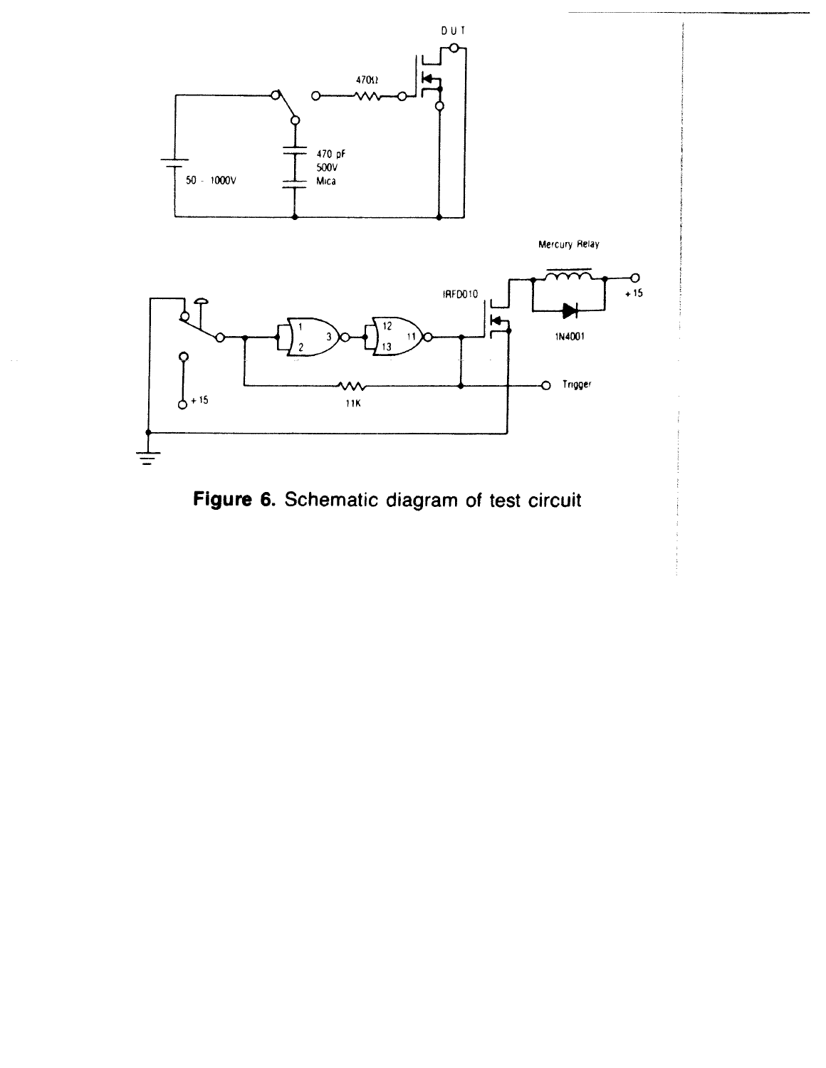**Figure 6.** Schematic diagram of test circuit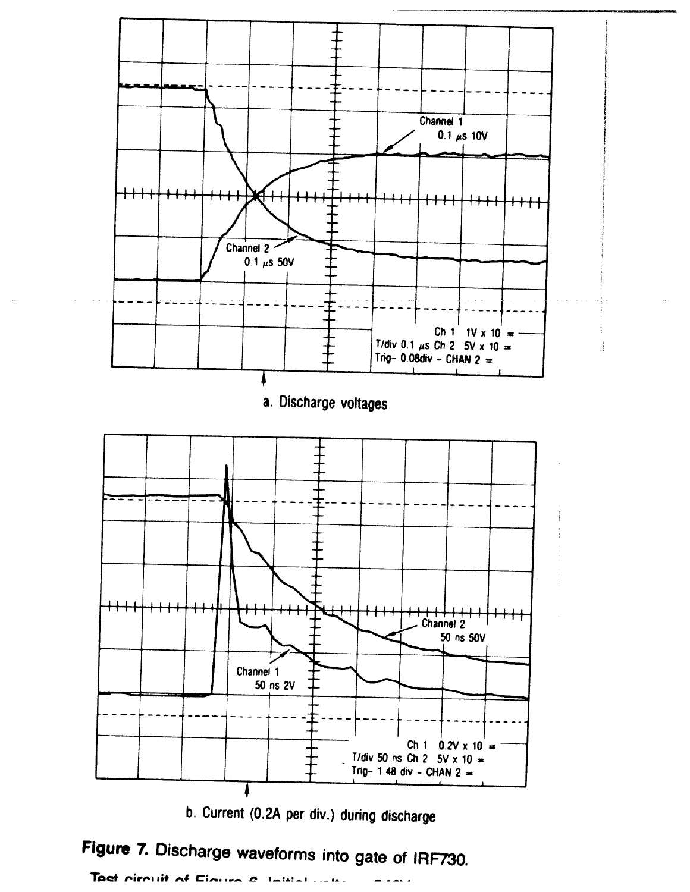Channel 1
0.1 μs 10V

Channel 2
0.1 μs 50V

Ch 1 1V x 10 =
T/div 0.1 μs Ch 2 5V x 10 =
Trig- 0.08div - CHAN 2 =

a. Discharge voltages

Channel 2
50 ns 50V

Channel 1
50 ns 2V

Ch 1 0.2V x 10 =
T/div 50 ns Ch 2 5V x 10 =
Trig- 1.48 div - CHAN 2 =

b. Current (0.2A per div.) during discharge

**Figure 7.** Discharge waveforms into gate of IRF730.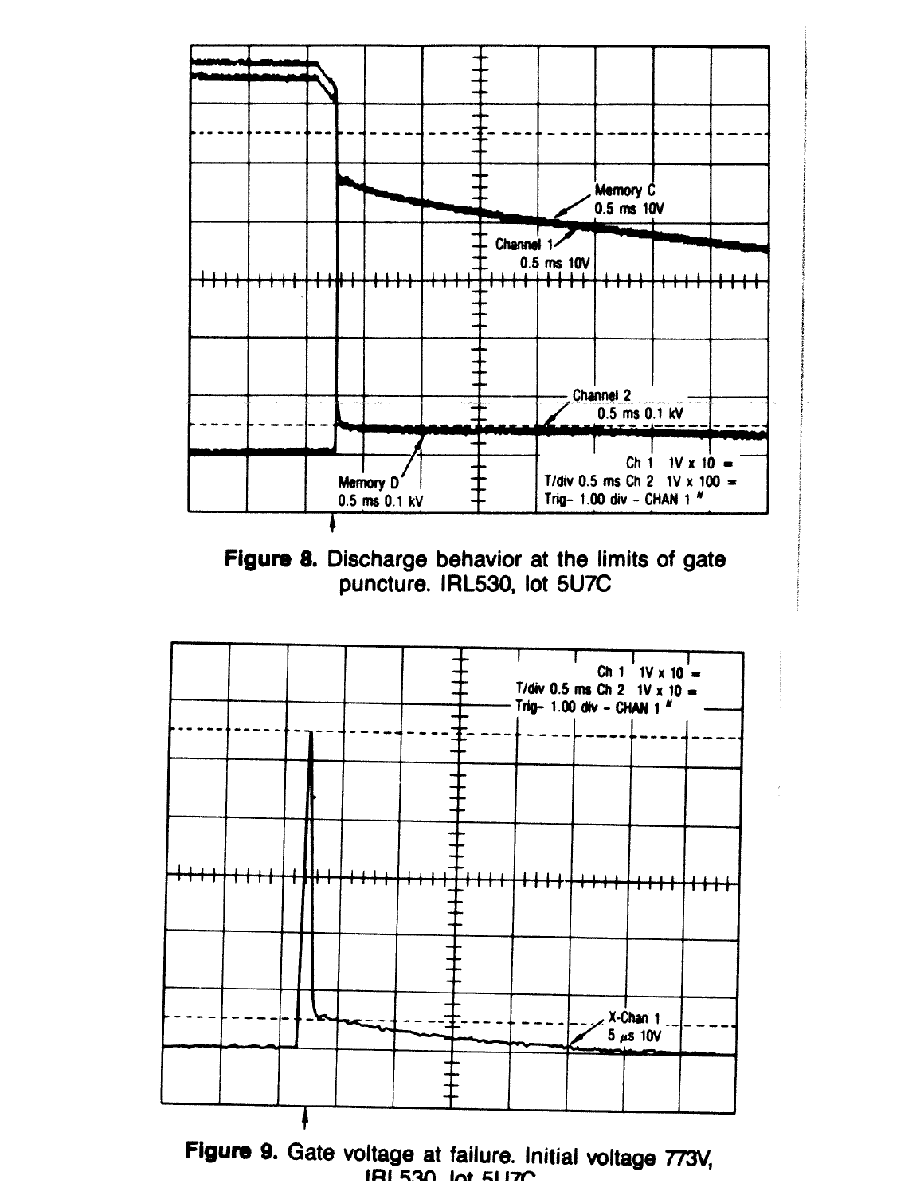**Figure 8.** Discharge behavior at the limits of gate puncture. IRL530, lot 5U7C

**Figure 9.** Gate voltage at failure. Initial voltage 773V, IRL530, lot 5U7C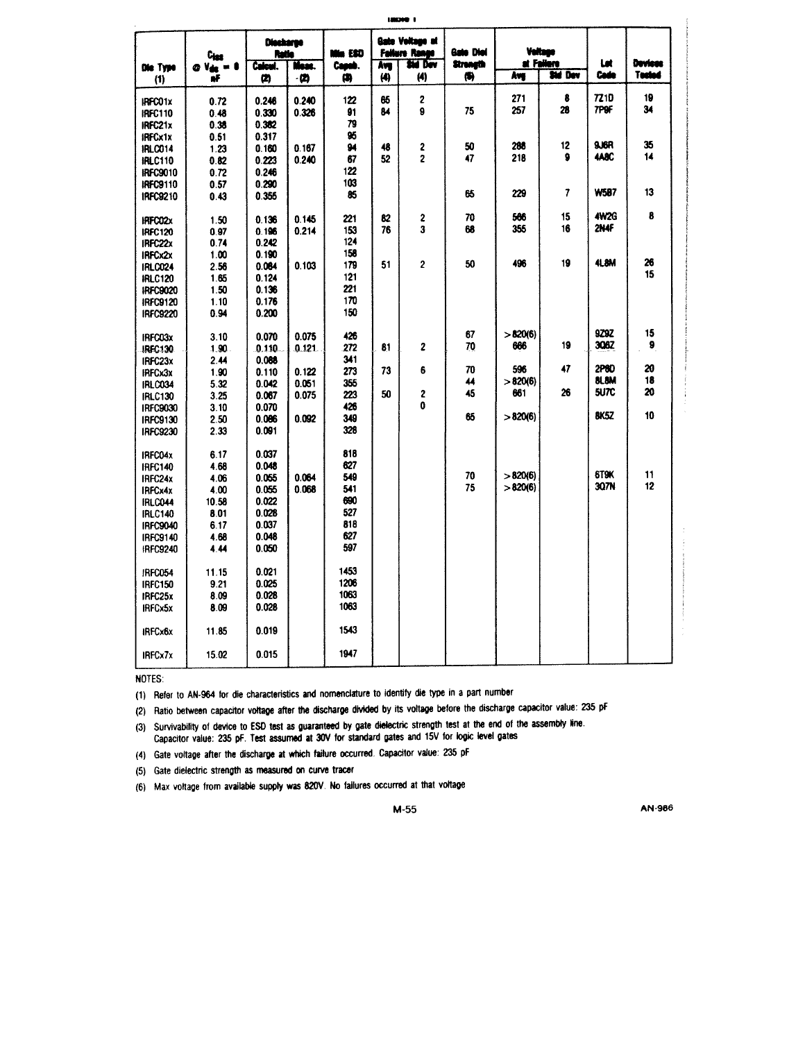TABLE I

| Die Type (1) | $C_{iss}$ @ $V_{ds}$ = 0 nF | Discharge Ratio Calcul. (2) | Discharge Ratio Meas. (2) | Min ESD Capab. (3) | Gate Voltage at Failure Range Avg (4) | Gate Voltage at Failure Range Std Dev (4) | Gate Diel Strength (5) | Voltage at Failure Avg | Voltage at Failure Std Dev | Lot Code | Devices Tested |
|---|---|---|---|---|---|---|---|---|---|---|---|
| IRFC01x | 0.72 | 0.246 | 0.240 | 122 | 65 | 2 | | 271 | 8 | 7Z1D | 19 |
| IRFC110 | 0.48 | 0.330 | 0.326 | 91 | 84 | 9 | 75 | 257 | 28 | 7P9F | 34 |
| IRFC21x | 0.38 | 0.382 | | 79 | | | | | | | |
| IRFCx1x | 0.51 | 0.317 | | 95 | | | | | | | |
| IRLC014 | 1.23 | 0.160 | 0.167 | 94 | 48 | 2 | 50 | 288 | 12 | 9J6R | 35 |
| IRLC110 | 0.82 | 0.223 | 0.240 | 67 | 52 | 2 | 47 | 218 | 9 | 4A8C | 14 |
| IRFC9010 | 0.72 | 0.246 | | 122 | | | | | | | |
| IRFC9110 | 0.57 | 0.290 | | 103 | | | | | | | |
| IRFC9210 | 0.43 | 0.355 | | 85 | | | 65 | 229 | 7 | W5B7 | 13 |
| IRFC02x | 1.50 | 0.136 | 0.145 | 221 | 82 | 2 | 70 | 566 | 15 | 4W2G | 8 |
| IRFC120 | 0.97 | 0.196 | 0.214 | 153 | 76 | 3 | 68 | 355 | 16 | 2N4F | |
| IRFC22x | 0.74 | 0.242 | | 124 | | | | | | | |
| IRFCx2x | 1.00 | 0.190 | | 158 | | | | | | | |
| IRLC024 | 2.56 | 0.084 | 0.103 | 179 | 51 | 2 | 50 | 496 | 19 | 4L8M | 26 |
| IRLC120 | 1.65 | 0.124 | | 121 | | | | | | | 15 |
| IRFC9020 | 1.50 | 0.136 | | 221 | | | | | | | |
| IRFC9120 | 1.10 | 0.176 | | 170 | | | | | | | |
| IRFC9220 | 0.94 | 0.200 | | 150 | | | | | | | |
| IRFC03x | 3.10 | 0.070 | 0.075 | 426 | | | 67 | >820(6) | | 9Z9Z | 15 |
| IRFC130 | 1.90 | 0.110 | 0.121 | 272 | 81 | 2 | 70 | 666 | 19 | 3Q6Z | 9 |
| IRFC23x | 2.44 | 0.088 | | 341 | | | | | | | |
| IRFCx3x | 1.90 | 0.110 | 0.122 | 273 | 73 | 6 | 70 | 596 | 47 | 2P8D | 20 |
| IRLC034 | 5.32 | 0.042 | 0.051 | 355 | | | 44 | >820(6) | | 8L8M | 18 |
| IRLC130 | 3.25 | 0.067 | 0.075 | 223 | 50 | 2 | 45 | 661 | 26 | 5U7C | 20 |
| IRFC9030 | 3.10 | 0.070 | | 426 | | 0 | | | | | |
| IRFC9130 | 2.50 | 0.086 | 0.092 | 349 | | | 65 | >820(6) | | 8K5Z | 10 |
| IRFC9230 | 2.33 | 0.091 | | 328 | | | | | | | |
| IRFC04x | 6.17 | 0.037 | | 818 | | | | | | | |
| IRFC140 | 4.68 | 0.048 | | 627 | | | | | | | |
| IRFC24x | 4.06 | 0.055 | 0.064 | 549 | | | 70 | >820(6) | | 6T9K | 11 |
| IRFCx4x | 4.00 | 0.055 | 0.068 | 541 | | | 75 | >820(6) | | 3Q7N | 12 |
| IRLC044 | 10.58 | 0.022 | | 690 | | | | | | | |
| IRLC140 | 8.01 | 0.028 | | 527 | | | | | | | |
| IRFC9040 | 6.17 | 0.037 | | 818 | | | | | | | |
| IRFC9140 | 4.68 | 0.048 | | 627 | | | | | | | |
| IRFC9240 | 4.44 | 0.050 | | 597 | | | | | | | |
| IRFC054 | 11.15 | 0.021 | | 1453 | | | | | | | |
| IRFC150 | 9.21 | 0.025 | | 1206 | | | | | | | |
| IRFC25x | 8.09 | 0.028 | | 1063 | | | | | | | |
| IRFCx5x | 8.09 | 0.028 | | 1063 | | | | | | | |
| IRFCx6x | 11.85 | 0.019 | | 1543 | | | | | | | |
| IRFCx7x | 15.02 | 0.015 | | 1947 | | | | | | | |

NOTES:

(1) Refer to AN-964 for die characteristics and nomenclature to identify die type in a part number

(2) Ratio between capacitor voltage after the discharge divided by its voltage before the discharge capacitor value: 235 pF

(3) Survivability of device to ESD test as guaranteed by gate dielectric strength test at the end of the assembly line. Capacitor value: 235 pF. Test assumed at 30V for standard gates and 15V for logic level gates

(4) Gate voltage after the discharge at which failure occurred. Capacitor value: 235 pF

(5) Gate dielectric strength as measured on curve tracer

(6) Max voltage from available supply was 820V. No failures occurred at that voltage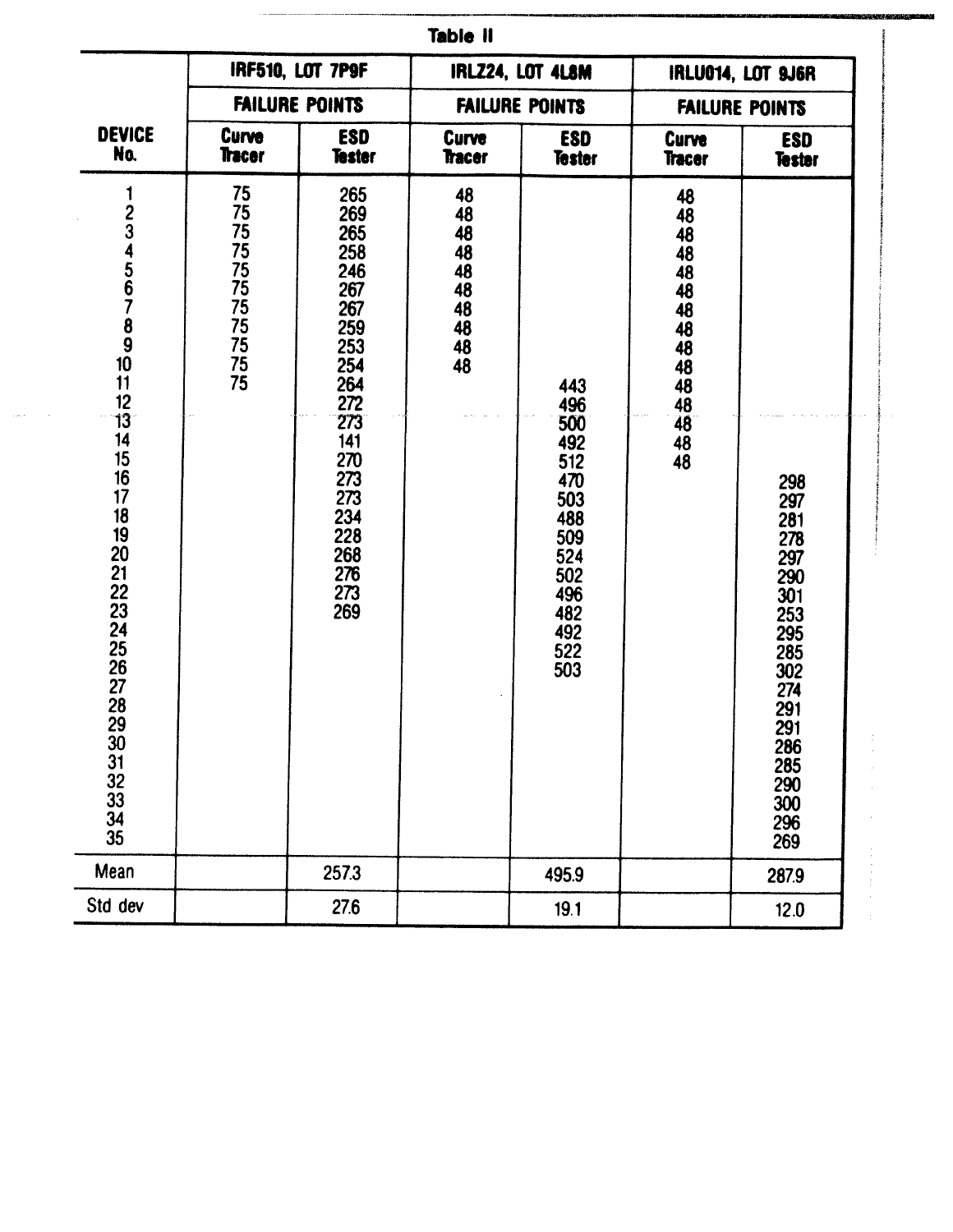**Table II**

| DEVICE No. | IRF510, LOT 7P9F | | IRLZ24, LOT 4L8M | | IRLU014, LOT 9J6R | |
|---|---|---|---|---|---|---|
| | FAILURE POINTS | | FAILURE POINTS | | FAILURE POINTS | |
| | Curve Tracer | ESD Tester | Curve Tracer | ESD Tester | Curve Tracer | ESD Tester |
| 1 | 75 | 265 | 48 | | 48 | |
| 2 | 75 | 269 | 48 | | 48 | |
| 3 | 75 | 265 | 48 | | 48 | |
| 4 | 75 | 258 | 48 | | 48 | |
| 5 | 75 | 246 | 48 | | 48 | |
| 6 | 75 | 267 | 48 | | 48 | |
| 7 | 75 | 267 | 48 | | 48 | |
| 8 | 75 | 259 | 48 | | 48 | |
| 9 | 75 | 253 | 48 | | 48 | |
| 10 | 75 | 254 | 48 | | 48 | |
| 11 | 75 | 264 | | 443 | 48 | |
| 12 | | 272 | | 496 | 48 | |
| 13 | | 273 | | 500 | 48 | |
| 14 | | 141 | | 492 | 48 | |
| 15 | | 270 | | 512 | 48 | |
| 16 | | 273 | | 470 | | 298 |
| 17 | | 273 | | 503 | | 297 |
| 18 | | 234 | | 488 | | 281 |
| 19 | | 228 | | 509 | | 278 |
| 20 | | 268 | | 524 | | 297 |
| 21 | | 276 | | 502 | | 290 |
| 22 | | 273 | | 496 | | 301 |
| 23 | | 269 | | 482 | | 253 |
| 24 | | | | 492 | | 295 |
| 25 | | | | 522 | | 285 |
| 26 | | | | 503 | | 302 |
| 27 | | | | | | 274 |
| 28 | | | | | | 291 |
| 29 | | | | | | 291 |
| 30 | | | | | | 286 |
| 31 | | | | | | 285 |
| 32 | | | | | | 290 |
| 33 | | | | | | 300 |
| 34 | | | | | | 296 |
| 35 | | | | | | 269 |
| Mean | | 257.3 | | 495.9 | | 287.9 |
| Std dev | | 27.6 | | 19.1 | | 12.0 |